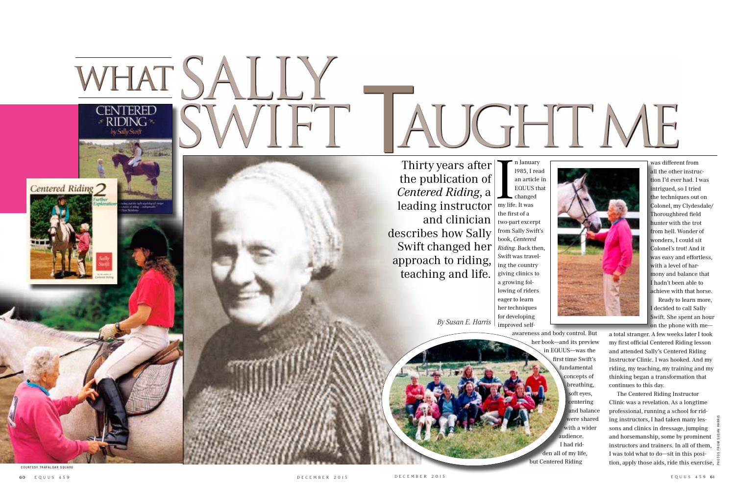# What Sally Swift Taught Me

Thirty years after the publication of *Centered Riding*, a leading instructor and clinician describes how Sally Swift changed her approach to riding, teaching and life.

*By Susan E. Harris*

In January 1985, I read an article in EQUUS that changed my life. It was the first of a two-part excerpt from Sally Swift's book, *Centered Riding.* Back then, Swift was traveling the country giving clinics to a growing following of riders eager to learn her techniques for developing improved self-awareness and body control. But her book—and its preview in EQUUS—was the first time Swift's fundamental concepts of breathing, soft eyes, centering and balance were shared with a wider audience.

I had ridden all of my life, but Centered Riding was different from all the other instruction I'd ever had. I was intrigued, so I tried the techniques out on Colonel, my Clydesdale/Thoroughbred field hunter with the trot from hell. Wonder of wonders, I could sit Colonel's trot! And it was easy and effortless, with a level of harmony and balance that I hadn't been able to achieve with that horse.

Ready to learn more, I decided to call Sally Swift. She spent an hour on the phone with me—a total stranger. A few weeks later I took my first official Centered Riding lesson and attended Sally's Centered Riding Instructor Clinic. I was hooked. And my riding, my teaching, my training and my thinking began a transformation that continues to this day.

The Centered Riding Instructor Clinic was a revelation. As a longtime professional, running a school for riding instructors, I had taken many lessons and clinics in dressage, jumping and horsemanship, some by prominent instructors and trainers. In all of them, I was told what to do—sit in this position, apply those aids, ride this exercise,

COURTESY TRAFALGAR SQUARE

PHOTOS FROM SUSAN HARRIS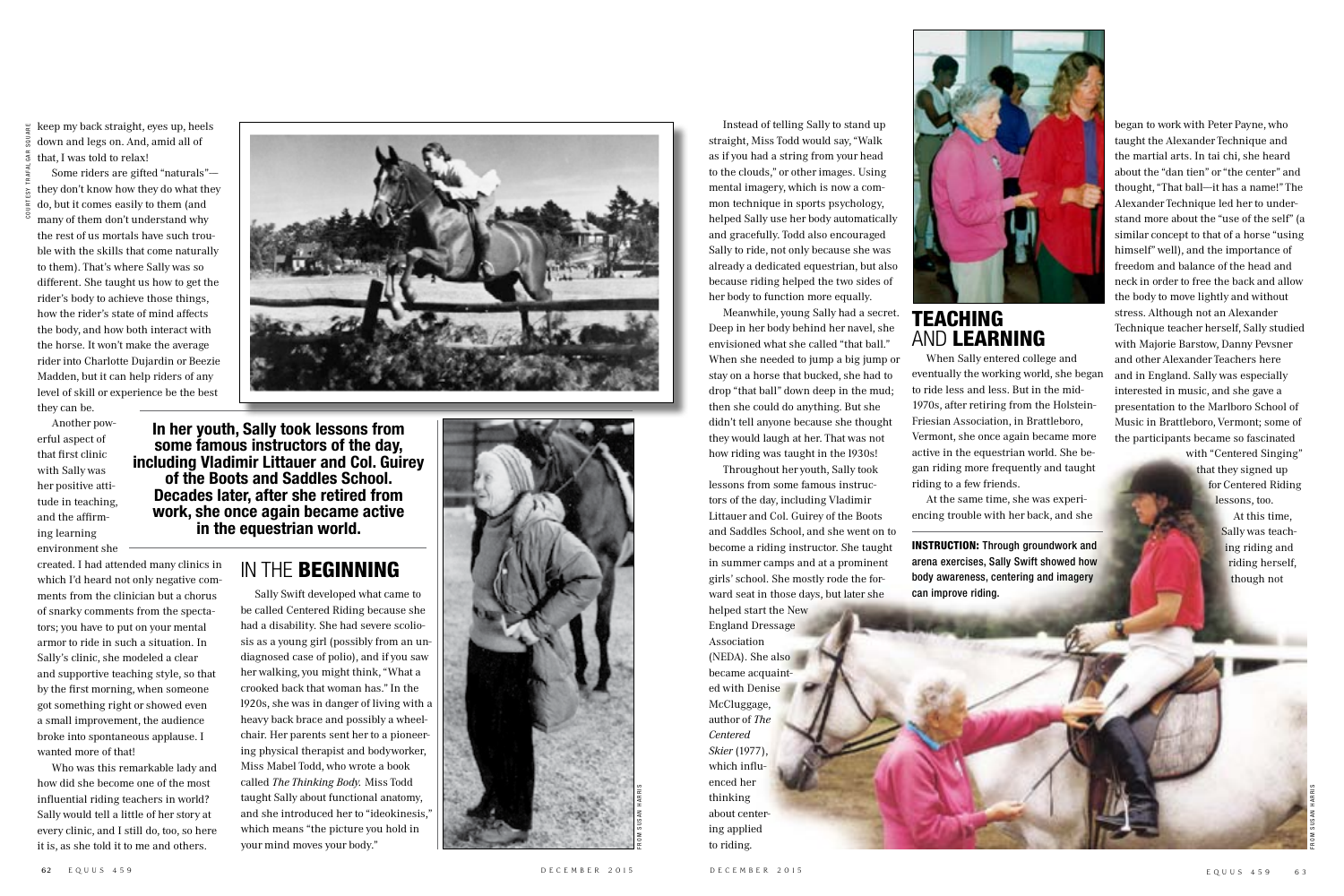keep my back straight, eyes up, heels down and legs on. And, amid all of that, I was told to relax!

Some riders are gifted "naturals"—they don't know how they do what they do, but it comes easily to them (and many of them don't understand why the rest of us mortals have such trouble with the skills that come naturally to them). That's where Sally was so different. She taught us how to get the rider's body to achieve those things, how the rider's state of mind affects the body, and how both interact with the horse. It won't make the average rider into Charlotte Dujardin or Beezie Madden, but it can help riders of any level of skill or experience be the best they can be.

Another powerful aspect of that first clinic with Sally was her positive attitude in teaching, and the affirming learning environment she created. I had attended many clinics in which I'd heard not only negative comments from the clinician but a chorus of snarky comments from the spectators; you have to put on your mental armor to ride in such a situation. In Sally's clinic, she modeled a clear and supportive teaching style, so that by the first morning, when someone got something right or showed even a small improvement, the audience broke into spontaneous applause. I wanted more of that!

Who was this remarkable lady and how did she become one of the most influential riding teachers in world? Sally would tell a little of her story at every clinic, and I still do, too, so here it is, as she told it to me and others.

**In her youth, Sally took lessons from some famous instructors of the day, including Vladimir Littauer and Col. Guirey of the Boots and Saddles School. Decades later, after she retired from work, she once again became active in the equestrian world.**

## IN THE BEGINNING

Sally Swift developed what came to be called Centered Riding because she had a disability. She had severe scoliosis as a young girl (possibly from an undiagnosed case of polio), and if you saw her walking, you might think, "What a crooked back that woman has." In the 1920s, she was in danger of living with a heavy back brace and possibly a wheelchair. Her parents sent her to a pioneering physical therapist and bodyworker, Miss Mabel Todd, who wrote a book called *The Thinking Body.* Miss Todd taught Sally about functional anatomy, and she introduced her to "ideokinesis," which means "the picture you hold in your mind moves your body."

Instead of telling Sally to stand up straight, Miss Todd would say, "Walk as if you had a string from your head to the clouds," or other images. Using mental imagery, which is now a common technique in sports psychology, helped Sally use her body automatically and gracefully. Todd also encouraged Sally to ride, not only because she was already a dedicated equestrian, but also because riding helped the two sides of her body to function more equally.

Meanwhile, young Sally had a secret. Deep in her body behind her navel, she envisioned what she called "that ball." When she needed to jump a big jump or stay on a horse that bucked, she had to drop "that ball" down deep in the mud; then she could do anything. But she didn't tell anyone because she thought they would laugh at her. That was not how riding was taught in the 1930s!

Throughout her youth, Sally took lessons from some famous instructors of the day, including Vladimir Littauer and Col. Guirey of the Boots and Saddles School, and she went on to become a riding instructor. She taught in summer camps and at a prominent girls' school. She mostly rode the forward seat in those days, but later she helped start the New England Dressage Association (NEDA). She also became acquainted with Denise McCluggage, author of *The Centered Skier* (1977), which influenced her thinking about centering applied to riding.

## TEACHING AND LEARNING

When Sally entered college and eventually the working world, she began to ride less and less. But in the mid-1970s, after retiring from the Holstein-Friesian Association, in Brattleboro, Vermont, she once again became more active in the equestrian world. She began riding more frequently and taught riding to a few friends.

At the same time, she was experiencing trouble with her back, and she began to work with Peter Payne, who taught the Alexander Technique and the martial arts. In tai chi, she heard about the "dan tien" or "the center" and thought, "That ball—it has a name!" The Alexander Technique led her to understand more about the "use of the self" (a similar concept to that of a horse "using himself" well), and the importance of freedom and balance of the head and neck in order to free the back and allow the body to move lightly and without stress. Although not an Alexander Technique teacher herself, Sally studied with Majorie Barstow, Danny Pevsner and other Alexander Teachers here and in England. Sally was especially interested in music, and she gave a presentation to the Marlboro School of Music in Brattleboro, Vermont; some of the participants became so fascinated with "Centered Singing" that they signed up for Centered Riding lessons, too.

At this time, Sally was teaching riding and riding herself, though not

**INSTRUCTION:** Through groundwork and arena exercises, Sally Swift showed how body awareness, centering and imagery can improve riding.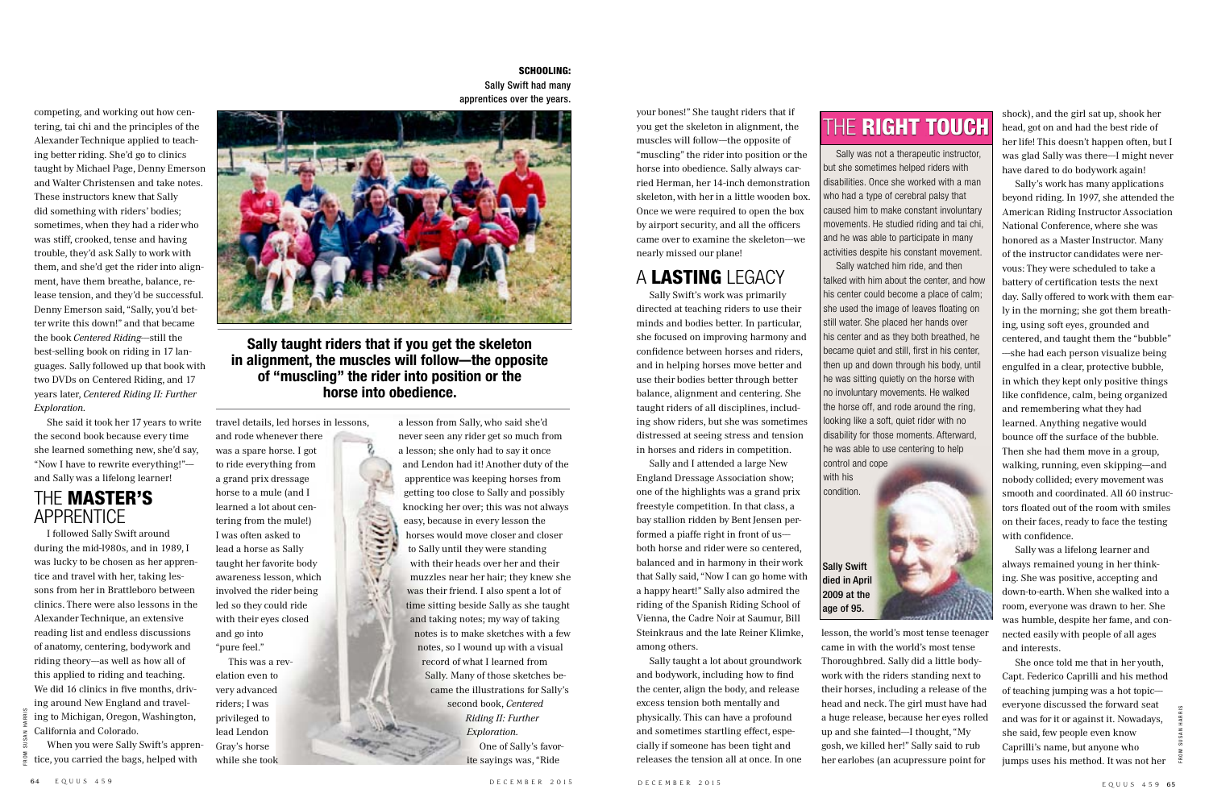competing, and working out how centering, tai chi and the principles of the Alexander Technique applied to teaching better riding. She'd go to clinics taught by Michael Page, Denny Emerson and Walter Christensen and take notes. These instructors knew that Sally did something with riders' bodies; sometimes, when they had a rider who was stiff, crooked, tense and having trouble, they'd ask Sally to work with them, and she'd get the rider into alignment, have them breathe, balance, release tension, and they'd be successful. Denny Emerson said, "Sally, you'd better write this down!" and that became the book *Centered Riding*—still the best-selling book on riding in 17 languages. Sally followed up that book with two DVDs on Centered Riding, and 17 years later, *Centered Riding II: Further Exploration.*

She said it took her 17 years to write the second book because every time she learned something new, she'd say, "Now I have to rewrite everything!"—and Sally was a lifelong learner!

**SCHOOLING:** Sally Swift had many apprentices over the years.

**Sally taught riders that if you get the skeleton in alignment, the muscles will follow—the opposite of "muscling" the rider into position or the horse into obedience.**

## THE MASTER'S APPRENTICE

I followed Sally Swift around during the mid-1980s, and in 1989, I was lucky to be chosen as her apprentice and travel with her, taking lessons from her in Brattleboro between clinics. There were also lessons in the Alexander Technique, an extensive reading list and endless discussions of anatomy, centering, bodywork and riding theory—as well as how all of this applied to riding and teaching. We did 16 clinics in five months, driving around New England and traveling to Michigan, Oregon, Washington, California and Colorado.

When you were Sally Swift's apprentice, you carried the bags, helped with travel details, led horses in lessons, and rode whenever there was a spare horse. I got to ride everything from a grand prix dressage horse to a mule (and I learned a lot about centering from the mule!) I was often asked to lead a horse as Sally taught her favorite body awareness lesson, which involved the rider being led so they could ride with their eyes closed and go into "pure feel."

This was a revelation even to very advanced riders; I was privileged to lead Lendon Gray's horse while she took a lesson from Sally, who said she'd never seen any rider get so much from a lesson; she only had to say it once and Lendon had it! Another duty of the apprentice was keeping horses from getting too close to Sally and possibly knocking her over; this was not always easy, because in every lesson the horses would move closer and closer to Sally until they were standing with their heads over her and their muzzles near her hair; they knew she was their friend. I also spent a lot of time sitting beside Sally as she taught and taking notes; my way of taking notes is to make sketches with a few notes, so I wound up with a visual record of what I learned from Sally. Many of those sketches became the illustrations for Sally's second book, *Centered Riding II: Further Exploration.*

One of Sally's favorite sayings was, "Ride your bones!" She taught riders that if you get the skeleton in alignment, the muscles will follow—the opposite of "muscling" the rider into position or the horse into obedience. Sally always carried Herman, her 14-inch demonstration skeleton, with her in a little wooden box. Once we were required to open the box by airport security, and all the officers came over to examine the skeleton—we nearly missed our plane!

## A LASTING LEGACY

Sally Swift's work was primarily directed at teaching riders to use their minds and bodies better. In particular, she focused on improving harmony and confidence between horses and riders, and in helping horses move better and use their bodies better through better balance, alignment and centering. She taught riders of all disciplines, including show riders, but she was sometimes distressed at seeing stress and tension in horses and riders in competition.

Sally and I attended a large New England Dressage Association show; one of the highlights was a grand prix freestyle competition. In that class, a bay stallion ridden by Bent Jensen performed a piaffe right in front of us—both horse and rider were so centered, balanced and in harmony in their work that Sally said, "Now I can go home with a happy heart!" Sally also admired the riding of the Spanish Riding School of Vienna, the Cadre Noir at Saumur, Bill Steinkraus and the late Reiner Klimke, among others.

Sally taught a lot about groundwork and bodywork, including how to find the center, align the body, and release excess tension both mentally and physically. This can have a profound and sometimes startling effect, especially if someone has been tight and releases the tension all at once. In one lesson, the world's most tense teenager came in with the world's most tense Thoroughbred. Sally did a little bodywork with the riders standing next to their horses, including a release of the head and neck. The girl must have had a huge release, because her eyes rolled up and she fainted—I thought, "My gosh, we killed her!" Sally said to rub her earlobes (an acupressure point for shock), and the girl sat up, shook her head, got on and had the best ride of her life! This doesn't happen often, but I was glad Sally was there—I might never have dared to do bodywork again!

Sally's work has many applications beyond riding. In 1997, she attended the American Riding Instructor Association National Conference, where she was honored as a Master Instructor. Many of the instructor candidates were nervous: They were scheduled to take a battery of certification tests the next day. Sally offered to work with them early in the morning; she got them breathing, using soft eyes, grounded and centered, and taught them the "bubble"—she had each person visualize being engulfed in a clear, protective bubble, in which they kept only positive things like confidence, calm, being organized and remembering what they had learned. Anything negative would bounce off the surface of the bubble. Then she had them move in a group, walking, running, even skipping—and nobody collided; every movement was smooth and coordinated. All 60 instructors floated out of the room with smiles on their faces, ready to face the testing with confidence.

Sally was a lifelong learner and always remained young in her thinking. She was positive, accepting and down-to-earth. When she walked into a room, everyone was drawn to her. She was humble, despite her fame, and connected easily with people of all ages and interests.

She once told me that in her youth, Capt. Federico Caprilli and his method of teaching jumping was a hot topic—everyone discussed the forward seat and was for it or against it. Nowadays, she said, few people even know Caprilli's name, but anyone who jumps uses his method. It was not her

## THE RIGHT TOUCH

Sally was not a therapeutic instructor, but she sometimes helped riders with disabilities. Once she worked with a man who had a type of cerebral palsy that caused him to make constant involuntary movements. He studied riding and tai chi, and he was able to participate in many activities despite his constant movement.

Sally watched him ride, and then talked with him about the center, and how his center could become a place of calm; she used the image of leaves floating on still water. She placed her hands over his center and as they both breathed, he became quiet and still, first in his center, then up and down through his body, until he was sitting quietly on the horse with no involuntary movements. He walked the horse off, and rode around the ring, looking like a soft, quiet rider with no disability for those moments. Afterward, he was able to use centering to help control and cope with his condition.

Sally Swift died in April 2009 at the age of 95.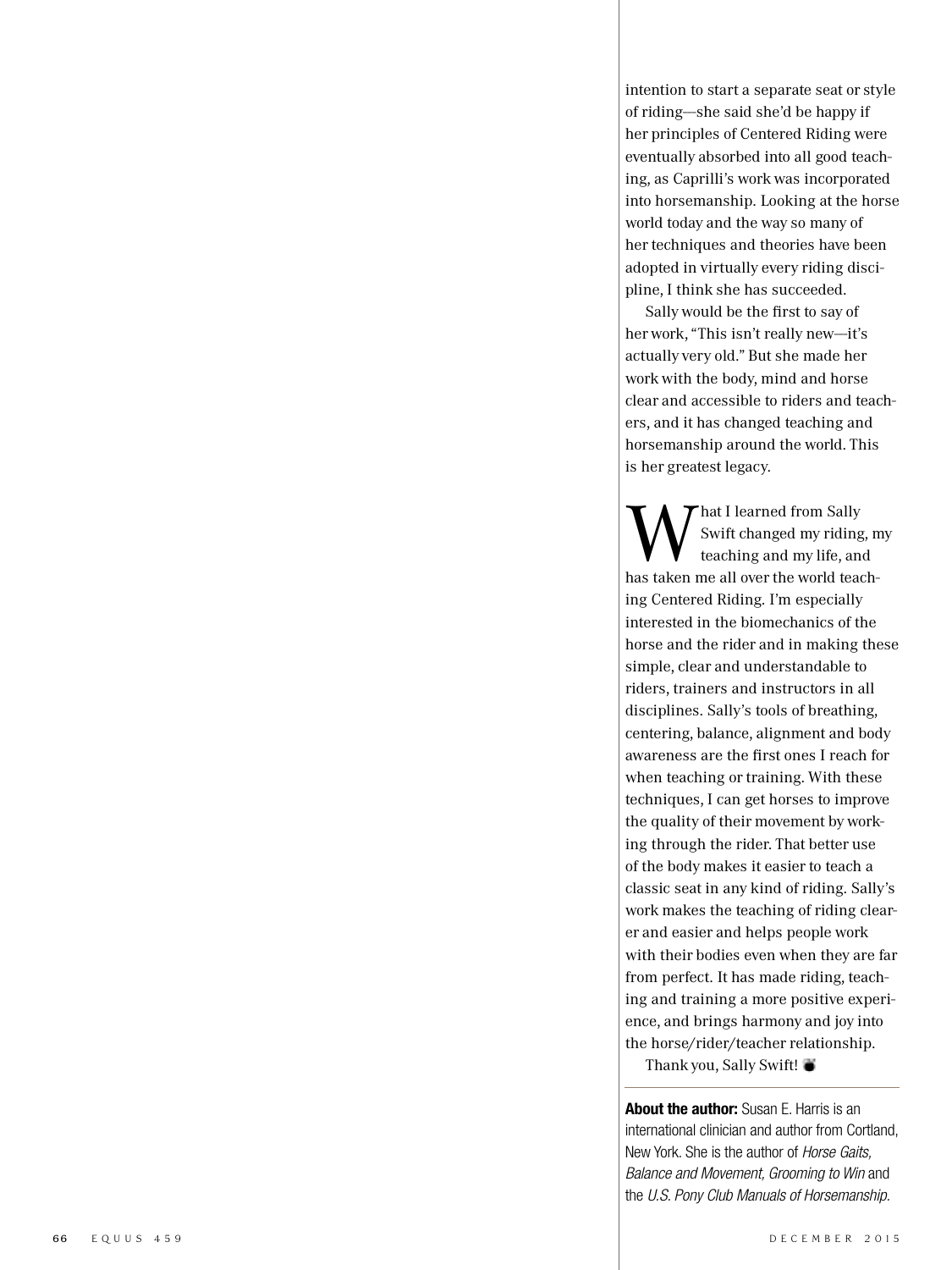intention to start a separate seat or style of riding—she said she'd be happy if her principles of Centered Riding were eventually absorbed into all good teaching, as Caprilli's work was incorporated into horsemanship. Looking at the horse world today and the way so many of her techniques and theories have been adopted in virtually every riding discipline, I think she has succeeded.

Sally would be the first to say of her work, "This isn't really new—it's actually very old." But she made her work with the body, mind and horse clear and accessible to riders and teachers, and it has changed teaching and horsemanship around the world. This is her greatest legacy.

What I learned from Sally Swift changed my riding, my teaching and my life, and has taken me all over the world teaching Centered Riding. I'm especially interested in the biomechanics of the horse and the rider and in making these simple, clear and understandable to riders, trainers and instructors in all disciplines. Sally's tools of breathing, centering, balance, alignment and body awareness are the first ones I reach for when teaching or training. With these techniques, I can get horses to improve the quality of their movement by working through the rider. That better use of the body makes it easier to teach a classic seat in any kind of riding. Sally's work makes the teaching of riding clearer and easier and helps people work with their bodies even when they are far from perfect. It has made riding, teaching and training a more positive experience, and brings harmony and joy into the horse/rider/teacher relationship.

Thank you, Sally Swift!

---

**About the author:** Susan E. Harris is an international clinician and author from Cortland, New York. She is the author of *Horse Gaits, Balance and Movement, Grooming to Win* and the *U.S. Pony Club Manuals of Horsemanship.*